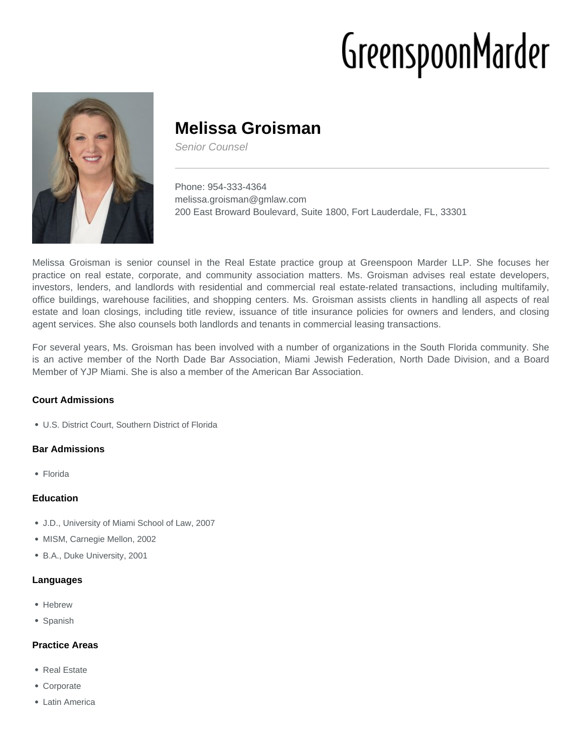GreenspoonMarder

# Melissa Groisman

*Senior Counsel*

Phone: 954-333-4364
melissa.groisman@gmlaw.com
200 East Broward Boulevard, Suite 1800, Fort Lauderdale, FL, 33301

Melissa Groisman is senior counsel in the Real Estate practice group at Greenspoon Marder LLP. She focuses her practice on real estate, corporate, and community association matters. Ms. Groisman advises real estate developers, investors, lenders, and landlords with residential and commercial real estate-related transactions, including multifamily, office buildings, warehouse facilities, and shopping centers. Ms. Groisman assists clients in handling all aspects of real estate and loan closings, including title review, issuance of title insurance policies for owners and lenders, and closing agent services. She also counsels both landlords and tenants in commercial leasing transactions.

For several years, Ms. Groisman has been involved with a number of organizations in the South Florida community. She is an active member of the North Dade Bar Association, Miami Jewish Federation, North Dade Division, and a Board Member of YJP Miami. She is also a member of the American Bar Association.

### Court Admissions

- U.S. District Court, Southern District of Florida

### Bar Admissions

- Florida

### Education

- J.D., University of Miami School of Law, 2007
- MISM, Carnegie Mellon, 2002
- B.A., Duke University, 2001

### Languages

- Hebrew
- Spanish

### Practice Areas

- Real Estate
- Corporate
- Latin America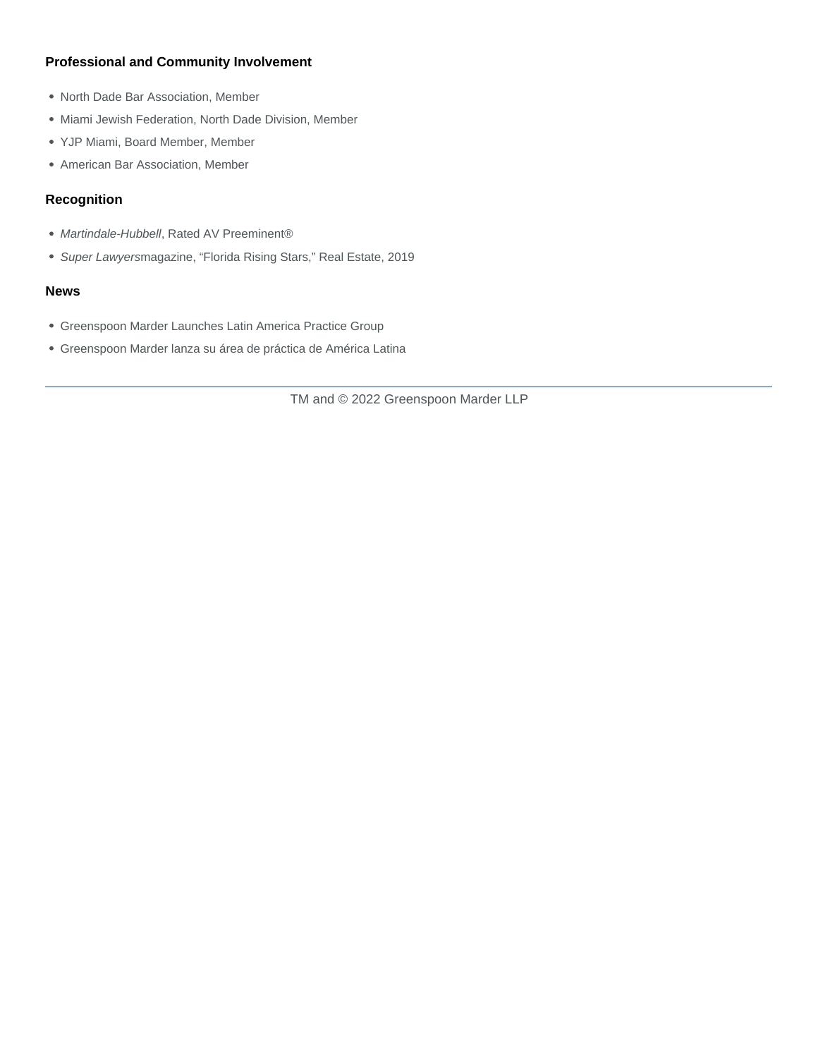### Professional and Community Involvement

- North Dade Bar Association, Member
- Miami Jewish Federation, North Dade Division, Member
- YJP Miami, Board Member, Member
- American Bar Association, Member

### Recognition

- *Martindale-Hubbell*, Rated AV Preeminent®
- *Super Lawyers*magazine, “Florida Rising Stars,” Real Estate, 2019

### News

- Greenspoon Marder Launches Latin America Practice Group
- Greenspoon Marder lanza su área de práctica de América Latina

---

TM and © 2022 Greenspoon Marder LLP